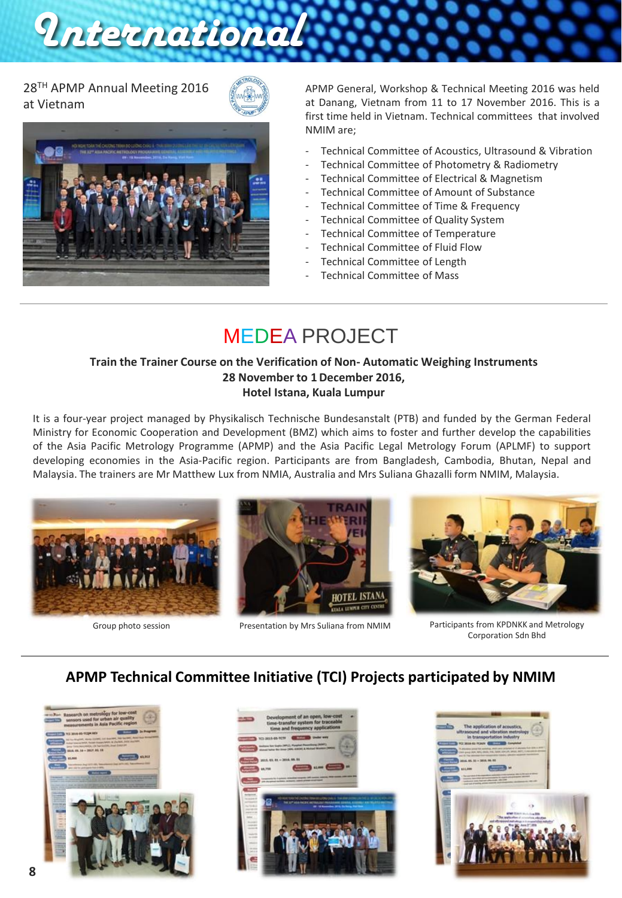# International

## 28TH APMP Annual Meeting 2016 at Vietnam

APMP General, Workshop & Technical Meeting 2016 was held at Danang, Vietnam from 11 to 17 November 2016. This is a first time held in Vietnam. Technical committees that involved NMIM are;

- Technical Committee of Acoustics, Ultrasound & Vibration
- Technical Committee of Photometry & Radiometry
- Technical Committee of Electrical & Magnetism
- Technical Committee of Amount of Substance
- Technical Committee of Time & Frequency
- Technical Committee of Quality System
- Technical Committee of Temperature
- Technical Committee of Fluid Flow
- Technical Committee of Length
- Technical Committee of Mass

## MEDEA PROJECT

**Train the Trainer Course on the Verification of Non- Automatic Weighing Instruments**
**28 November to 1 December 2016,**
**Hotel Istana, Kuala Lumpur**

It is a four-year project managed by Physikalisch Technische Bundesanstalt (PTB) and funded by the German Federal Ministry for Economic Cooperation and Development (BMZ) which aims to foster and further develop the capabilities of the Asia Pacific Metrology Programme (APMP) and the Asia Pacific Legal Metrology Forum (APLMF) to support developing economies in the Asia-Pacific region. Participants are from Bangladesh, Cambodia, Bhutan, Nepal and Malaysia. The trainers are Mr Matthew Lux from NMIA, Australia and Mrs Suliana Ghazalli form NMIM, Malaysia.

Group photo session

Presentation by Mrs Suliana from NMIM

Participants from KPDNKK and Metrology Corporation Sdn Bhd

## APMP Technical Committee Initiative (TCI) Projects participated by NMIM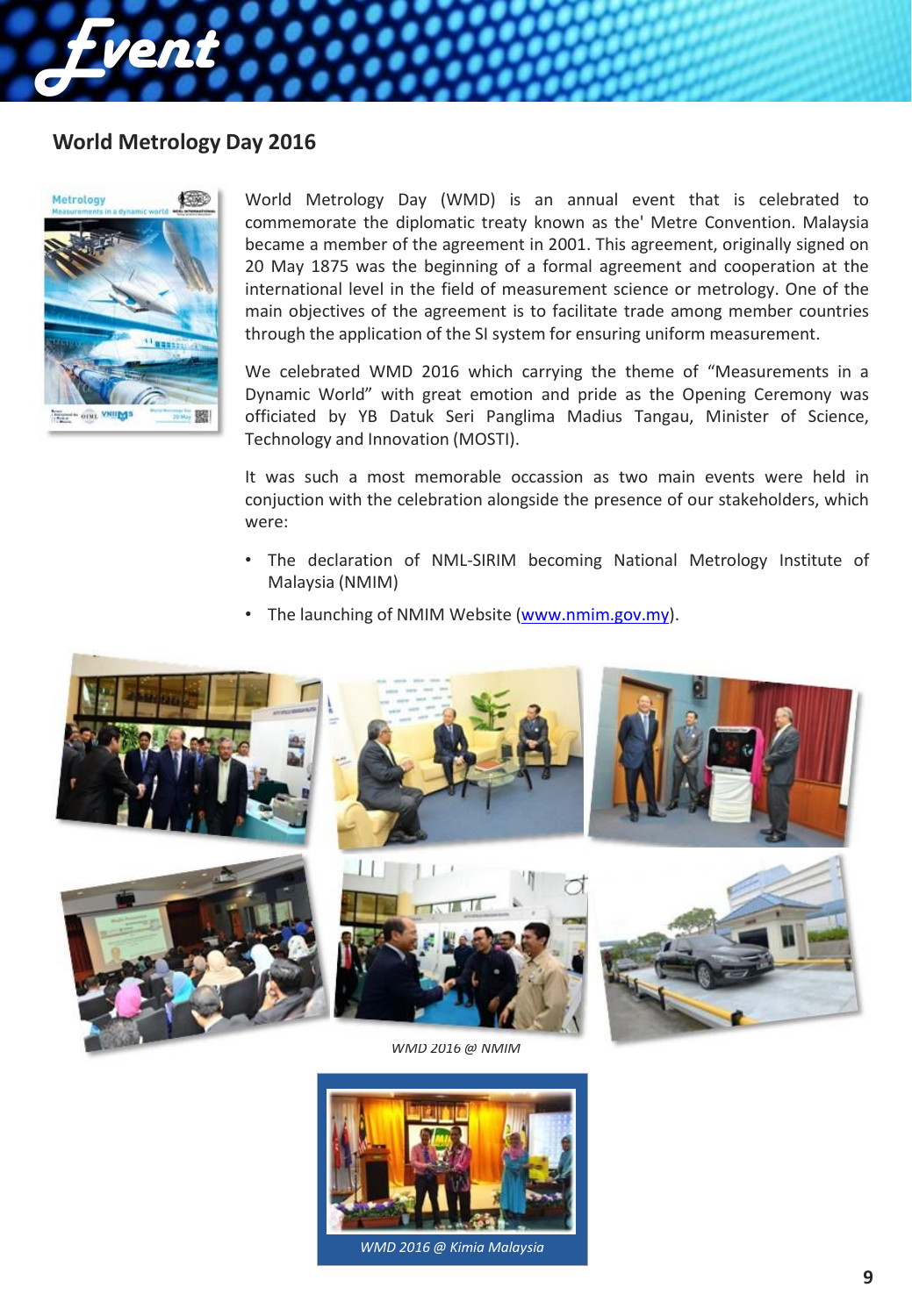# Event

## World Metrology Day 2016

World Metrology Day (WMD) is an annual event that is celebrated to commemorate the diplomatic treaty known as the' Metre Convention. Malaysia became a member of the agreement in 2001. This agreement, originally signed on 20 May 1875 was the beginning of a formal agreement and cooperation at the international level in the field of measurement science or metrology. One of the main objectives of the agreement is to facilitate trade among member countries through the application of the SI system for ensuring uniform measurement.

We celebrated WMD 2016 which carrying the theme of "Measurements in a Dynamic World" with great emotion and pride as the Opening Ceremony was officiated by YB Datuk Seri Panglima Madius Tangau, Minister of Science, Technology and Innovation (MOSTI).

It was such a most memorable occassion as two main events were held in conjuction with the celebration alongside the presence of our stakeholders, which were:

- The declaration of NML-SIRIM becoming National Metrology Institute of Malaysia (NMIM)
- The launching of NMIM Website (www.nmim.gov.my).

*WMD 2016 @ NMIM*

*WMD 2016 @ Kimia Malaysia*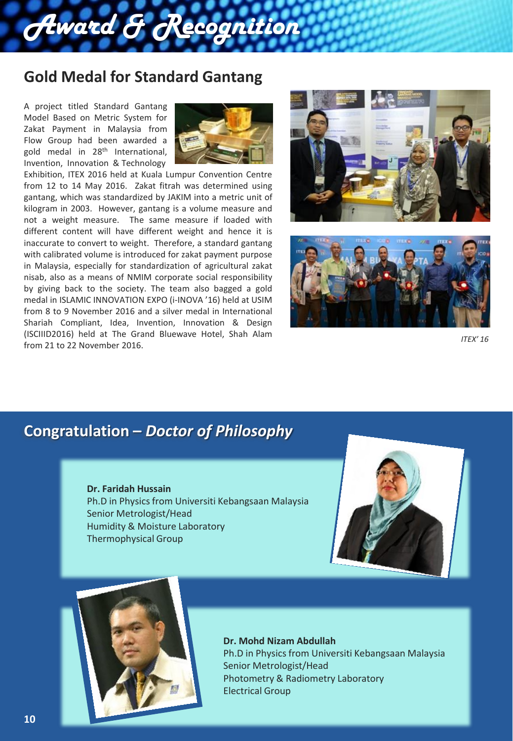# Award & Recognition

## Gold Medal for Standard Gantang

A project titled Standard Gantang Model Based on Metric System for Zakat Payment in Malaysia from Flow Group had been awarded a gold medal in 28th International, Invention, Innovation & Technology Exhibition, ITEX 2016 held at Kuala Lumpur Convention Centre from 12 to 14 May 2016. Zakat fitrah was determined using gantang, which was standardized by JAKIM into a metric unit of kilogram in 2003. However, gantang is a volume measure and not a weight measure. The same measure if loaded with different content will have different weight and hence it is inaccurate to convert to weight. Therefore, a standard gantang with calibrated volume is introduced for zakat payment purpose in Malaysia, especially for standardization of agricultural zakat nisab, also as a means of NMIM corporate social responsibility by giving back to the society. The team also bagged a gold medal in ISLAMIC INNOVATION EXPO (i-INOVA '16) held at USIM from 8 to 9 November 2016 and a silver medal in International Shariah Compliant, Idea, Invention, Innovation & Design (ISCIIID2016) held at The Grand Bluewave Hotel, Shah Alam from 21 to 22 November 2016.

*ITEX' 16*

## Congratulation – *Doctor of Philosophy*

**Dr. Faridah Hussain**
Ph.D in Physics from Universiti Kebangsaan Malaysia
Senior Metrologist/Head
Humidity & Moisture Laboratory
Thermophysical Group

**Dr. Mohd Nizam Abdullah**
Ph.D in Physics from Universiti Kebangsaan Malaysia
Senior Metrologist/Head
Photometry & Radiometry Laboratory
Electrical Group